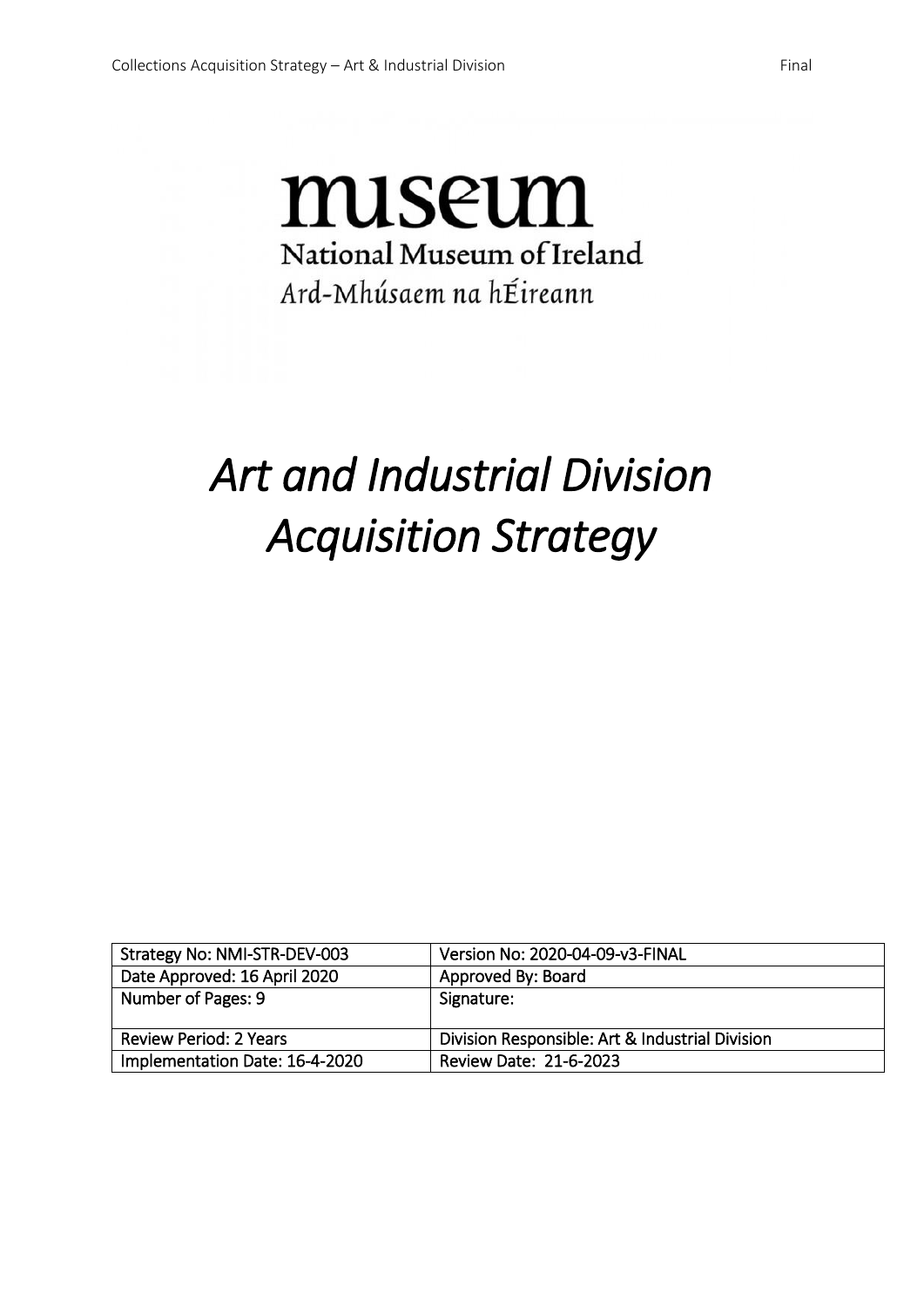museum

National Museum of Ireland

Ard-Mhúsaem na hÉireann

# *Art and Industrial Division Acquisition Strategy*

| Strategy No: NMI-STR-DEV-003 | Version No: 2020-04-09-v3-FINAL |
|---|---|
| Date Approved: 16 April 2020 | Approved By: Board |
| Number of Pages: 9 | Signature: |
| Review Period: 2 Years | Division Responsible: Art & Industrial Division |
| Implementation Date: 16-4-2020 | Review Date: 21-6-2023 |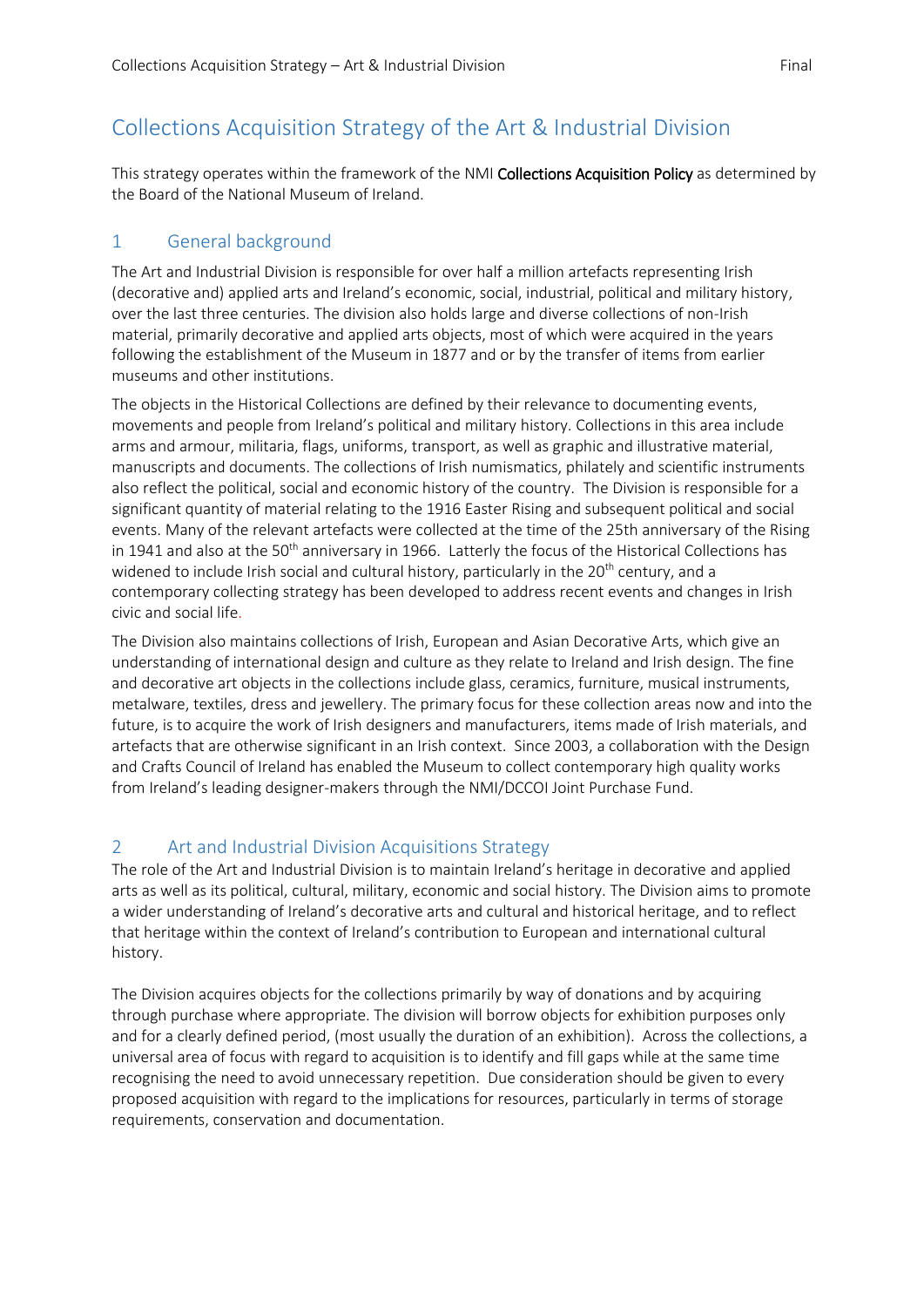# Collections Acquisition Strategy of the Art & Industrial Division

This strategy operates within the framework of the NMI **Collections Acquisition Policy** as determined by the Board of the National Museum of Ireland.

## 1 General background

The Art and Industrial Division is responsible for over half a million artefacts representing Irish (decorative and) applied arts and Ireland's economic, social, industrial, political and military history, over the last three centuries. The division also holds large and diverse collections of non-Irish material, primarily decorative and applied arts objects, most of which were acquired in the years following the establishment of the Museum in 1877 and or by the transfer of items from earlier museums and other institutions.

The objects in the Historical Collections are defined by their relevance to documenting events, movements and people from Ireland's political and military history. Collections in this area include arms and armour, militaria, flags, uniforms, transport, as well as graphic and illustrative material, manuscripts and documents. The collections of Irish numismatics, philately and scientific instruments also reflect the political, social and economic history of the country. The Division is responsible for a significant quantity of material relating to the 1916 Easter Rising and subsequent political and social events. Many of the relevant artefacts were collected at the time of the 25th anniversary of the Rising in 1941 and also at the 50th anniversary in 1966. Latterly the focus of the Historical Collections has widened to include Irish social and cultural history, particularly in the 20th century, and a contemporary collecting strategy has been developed to address recent events and changes in Irish civic and social life.

The Division also maintains collections of Irish, European and Asian Decorative Arts, which give an understanding of international design and culture as they relate to Ireland and Irish design. The fine and decorative art objects in the collections include glass, ceramics, furniture, musical instruments, metalware, textiles, dress and jewellery. The primary focus for these collection areas now and into the future, is to acquire the work of Irish designers and manufacturers, items made of Irish materials, and artefacts that are otherwise significant in an Irish context. Since 2003, a collaboration with the Design and Crafts Council of Ireland has enabled the Museum to collect contemporary high quality works from Ireland's leading designer-makers through the NMI/DCCOI Joint Purchase Fund.

## 2 Art and Industrial Division Acquisitions Strategy

The role of the Art and Industrial Division is to maintain Ireland's heritage in decorative and applied arts as well as its political, cultural, military, economic and social history. The Division aims to promote a wider understanding of Ireland's decorative arts and cultural and historical heritage, and to reflect that heritage within the context of Ireland's contribution to European and international cultural history.

The Division acquires objects for the collections primarily by way of donations and by acquiring through purchase where appropriate. The division will borrow objects for exhibition purposes only and for a clearly defined period, (most usually the duration of an exhibition). Across the collections, a universal area of focus with regard to acquisition is to identify and fill gaps while at the same time recognising the need to avoid unnecessary repetition. Due consideration should be given to every proposed acquisition with regard to the implications for resources, particularly in terms of storage requirements, conservation and documentation.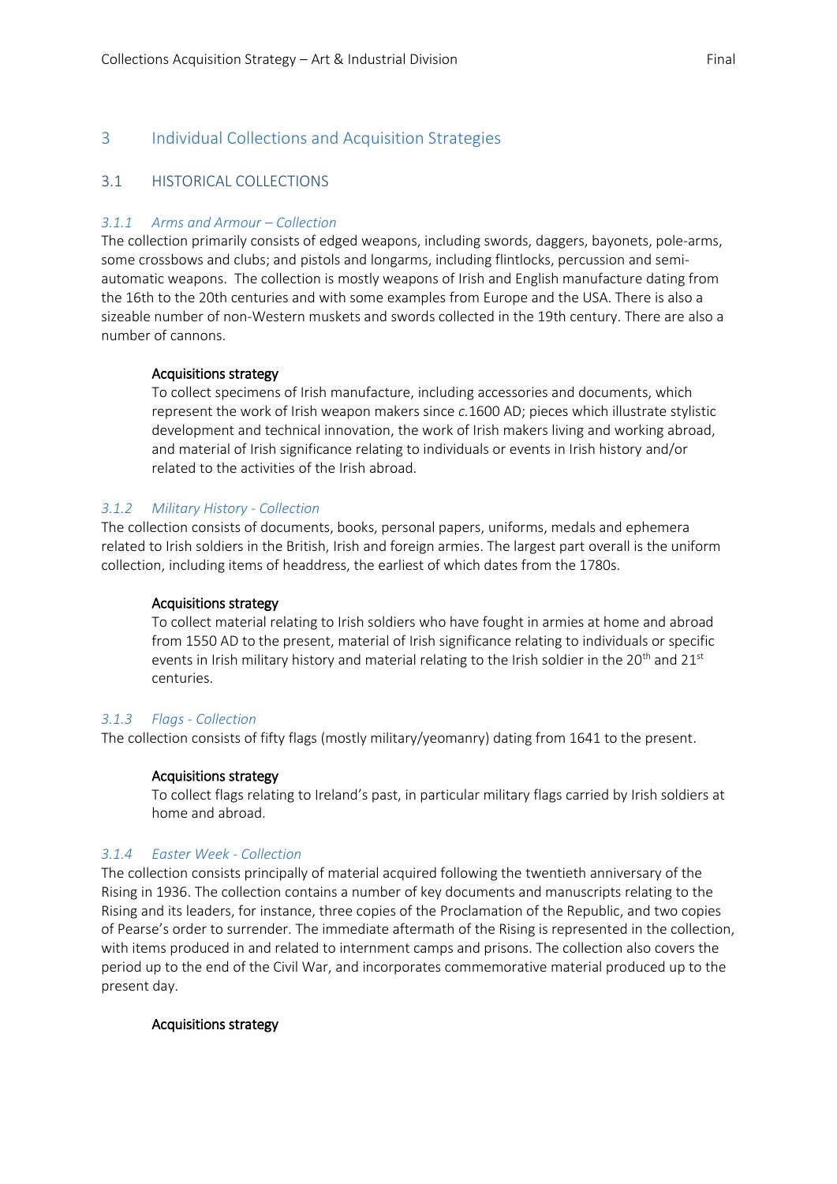## 3 Individual Collections and Acquisition Strategies

### 3.1 HISTORICAL COLLECTIONS

#### *3.1.1 Arms and Armour – Collection*

The collection primarily consists of edged weapons, including swords, daggers, bayonets, pole-arms, some crossbows and clubs; and pistols and longarms, including flintlocks, percussion and semi-automatic weapons. The collection is mostly weapons of Irish and English manufacture dating from the 16th to the 20th centuries and with some examples from Europe and the USA. There is also a sizeable number of non-Western muskets and swords collected in the 19th century. There are also a number of cannons.

> **Acquisitions strategy**
>
> To collect specimens of Irish manufacture, including accessories and documents, which represent the work of Irish weapon makers since *c.*1600 AD; pieces which illustrate stylistic development and technical innovation, the work of Irish makers living and working abroad, and material of Irish significance relating to individuals or events in Irish history and/or related to the activities of the Irish abroad.

#### *3.1.2 Military History - Collection*

The collection consists of documents, books, personal papers, uniforms, medals and ephemera related to Irish soldiers in the British, Irish and foreign armies. The largest part overall is the uniform collection, including items of headdress, the earliest of which dates from the 1780s.

> **Acquisitions strategy**
>
> To collect material relating to Irish soldiers who have fought in armies at home and abroad from 1550 AD to the present, material of Irish significance relating to individuals or specific events in Irish military history and material relating to the Irish soldier in the 20th and 21st centuries.

#### *3.1.3 Flags - Collection*

The collection consists of fifty flags (mostly military/yeomanry) dating from 1641 to the present.

> **Acquisitions strategy**
>
> To collect flags relating to Ireland's past, in particular military flags carried by Irish soldiers at home and abroad.

#### *3.1.4 Easter Week - Collection*

The collection consists principally of material acquired following the twentieth anniversary of the Rising in 1936. The collection contains a number of key documents and manuscripts relating to the Rising and its leaders, for instance, three copies of the Proclamation of the Republic, and two copies of Pearse's order to surrender. The immediate aftermath of the Rising is represented in the collection, with items produced in and related to internment camps and prisons. The collection also covers the period up to the end of the Civil War, and incorporates commemorative material produced up to the present day.

> **Acquisitions strategy**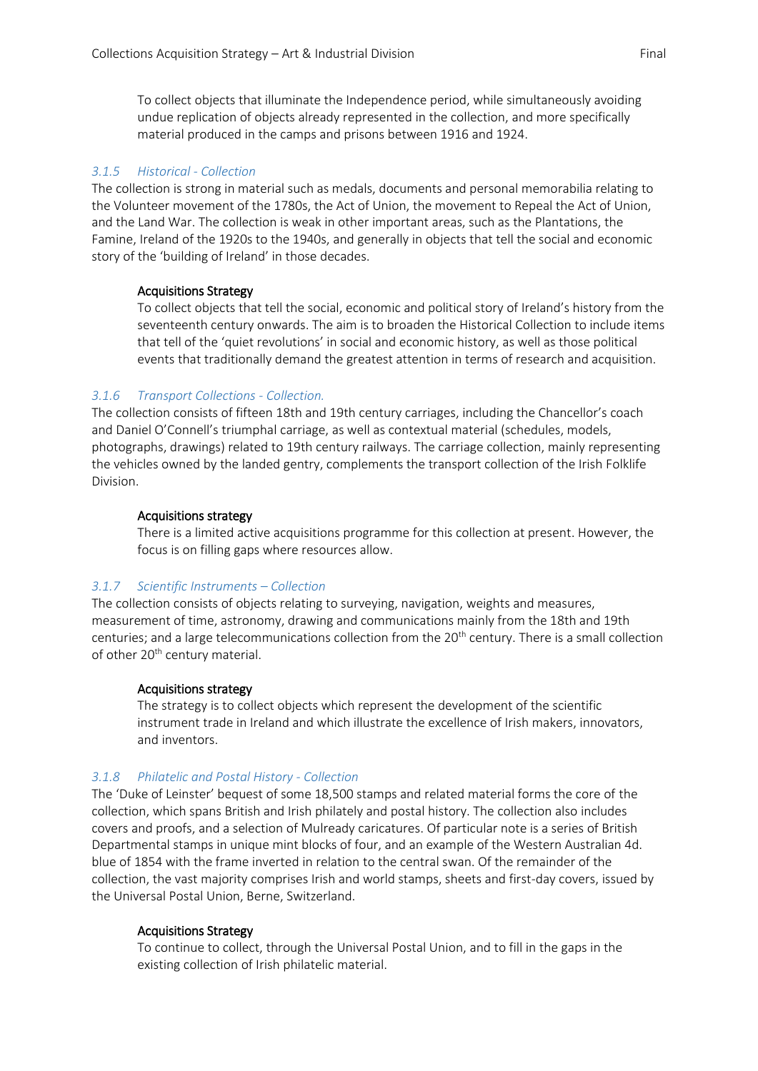To collect objects that illuminate the Independence period, while simultaneously avoiding undue replication of objects already represented in the collection, and more specifically material produced in the camps and prisons between 1916 and 1924.

### *3.1.5 Historical - Collection*

The collection is strong in material such as medals, documents and personal memorabilia relating to the Volunteer movement of the 1780s, the Act of Union, the movement to Repeal the Act of Union, and the Land War. The collection is weak in other important areas, such as the Plantations, the Famine, Ireland of the 1920s to the 1940s, and generally in objects that tell the social and economic story of the 'building of Ireland' in those decades.

#### Acquisitions Strategy

To collect objects that tell the social, economic and political story of Ireland's history from the seventeenth century onwards. The aim is to broaden the Historical Collection to include items that tell of the 'quiet revolutions' in social and economic history, as well as those political events that traditionally demand the greatest attention in terms of research and acquisition.

### *3.1.6 Transport Collections - Collection.*

The collection consists of fifteen 18th and 19th century carriages, including the Chancellor's coach and Daniel O'Connell's triumphal carriage, as well as contextual material (schedules, models, photographs, drawings) related to 19th century railways. The carriage collection, mainly representing the vehicles owned by the landed gentry, complements the transport collection of the Irish Folklife Division.

#### Acquisitions strategy

There is a limited active acquisitions programme for this collection at present. However, the focus is on filling gaps where resources allow.

### *3.1.7 Scientific Instruments – Collection*

The collection consists of objects relating to surveying, navigation, weights and measures, measurement of time, astronomy, drawing and communications mainly from the 18th and 19th centuries; and a large telecommunications collection from the 20th century. There is a small collection of other 20th century material.

#### Acquisitions strategy

The strategy is to collect objects which represent the development of the scientific instrument trade in Ireland and which illustrate the excellence of Irish makers, innovators, and inventors.

### *3.1.8 Philatelic and Postal History - Collection*

The 'Duke of Leinster' bequest of some 18,500 stamps and related material forms the core of the collection, which spans British and Irish philately and postal history. The collection also includes covers and proofs, and a selection of Mulready caricatures. Of particular note is a series of British Departmental stamps in unique mint blocks of four, and an example of the Western Australian 4d. blue of 1854 with the frame inverted in relation to the central swan. Of the remainder of the collection, the vast majority comprises Irish and world stamps, sheets and first-day covers, issued by the Universal Postal Union, Berne, Switzerland.

#### Acquisitions Strategy

To continue to collect, through the Universal Postal Union, and to fill in the gaps in the existing collection of Irish philatelic material.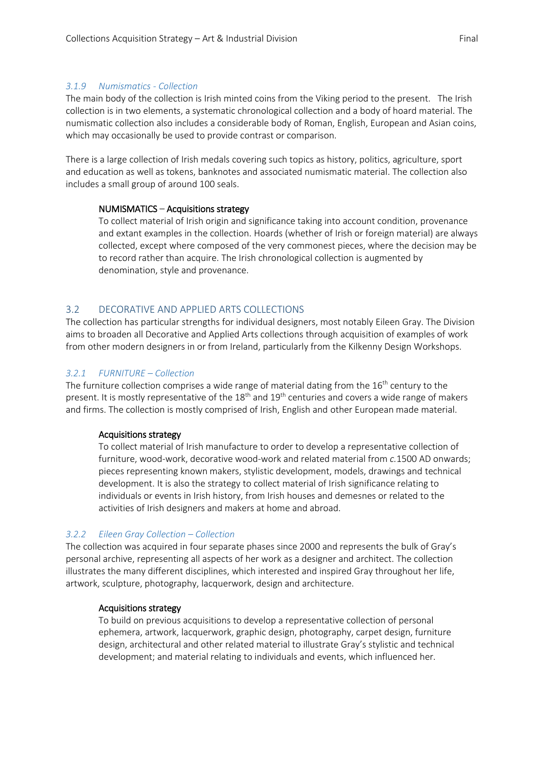#### *3.1.9 Numismatics - Collection*

The main body of the collection is Irish minted coins from the Viking period to the present. The Irish collection is in two elements, a systematic chronological collection and a body of hoard material. The numismatic collection also includes a considerable body of Roman, English, European and Asian coins, which may occasionally be used to provide contrast or comparison.

There is a large collection of Irish medals covering such topics as history, politics, agriculture, sport and education as well as tokens, banknotes and associated numismatic material. The collection also includes a small group of around 100 seals.

> **NUMISMATICS – Acquisitions strategy**
>
> To collect material of Irish origin and significance taking into account condition, provenance and extant examples in the collection. Hoards (whether of Irish or foreign material) are always collected, except where composed of the very commonest pieces, where the decision may be to record rather than acquire. The Irish chronological collection is augmented by denomination, style and provenance.

### 3.2 DECORATIVE AND APPLIED ARTS COLLECTIONS

The collection has particular strengths for individual designers, most notably Eileen Gray. The Division aims to broaden all Decorative and Applied Arts collections through acquisition of examples of work from other modern designers in or from Ireland, particularly from the Kilkenny Design Workshops.

#### *3.2.1 FURNITURE – Collection*

The furniture collection comprises a wide range of material dating from the 16th century to the present. It is mostly representative of the 18th and 19th centuries and covers a wide range of makers and firms. The collection is mostly comprised of Irish, English and other European made material.

> **Acquisitions strategy**
>
> To collect material of Irish manufacture to order to develop a representative collection of furniture, wood-work, decorative wood-work and related material from *c.*1500 AD onwards; pieces representing known makers, stylistic development, models, drawings and technical development. It is also the strategy to collect material of Irish significance relating to individuals or events in Irish history, from Irish houses and demesnes or related to the activities of Irish designers and makers at home and abroad.

#### *3.2.2 Eileen Gray Collection – Collection*

The collection was acquired in four separate phases since 2000 and represents the bulk of Gray's personal archive, representing all aspects of her work as a designer and architect. The collection illustrates the many different disciplines, which interested and inspired Gray throughout her life, artwork, sculpture, photography, lacquerwork, design and architecture.

> **Acquisitions strategy**
>
> To build on previous acquisitions to develop a representative collection of personal ephemera, artwork, lacquerwork, graphic design, photography, carpet design, furniture design, architectural and other related material to illustrate Gray's stylistic and technical development; and material relating to individuals and events, which influenced her.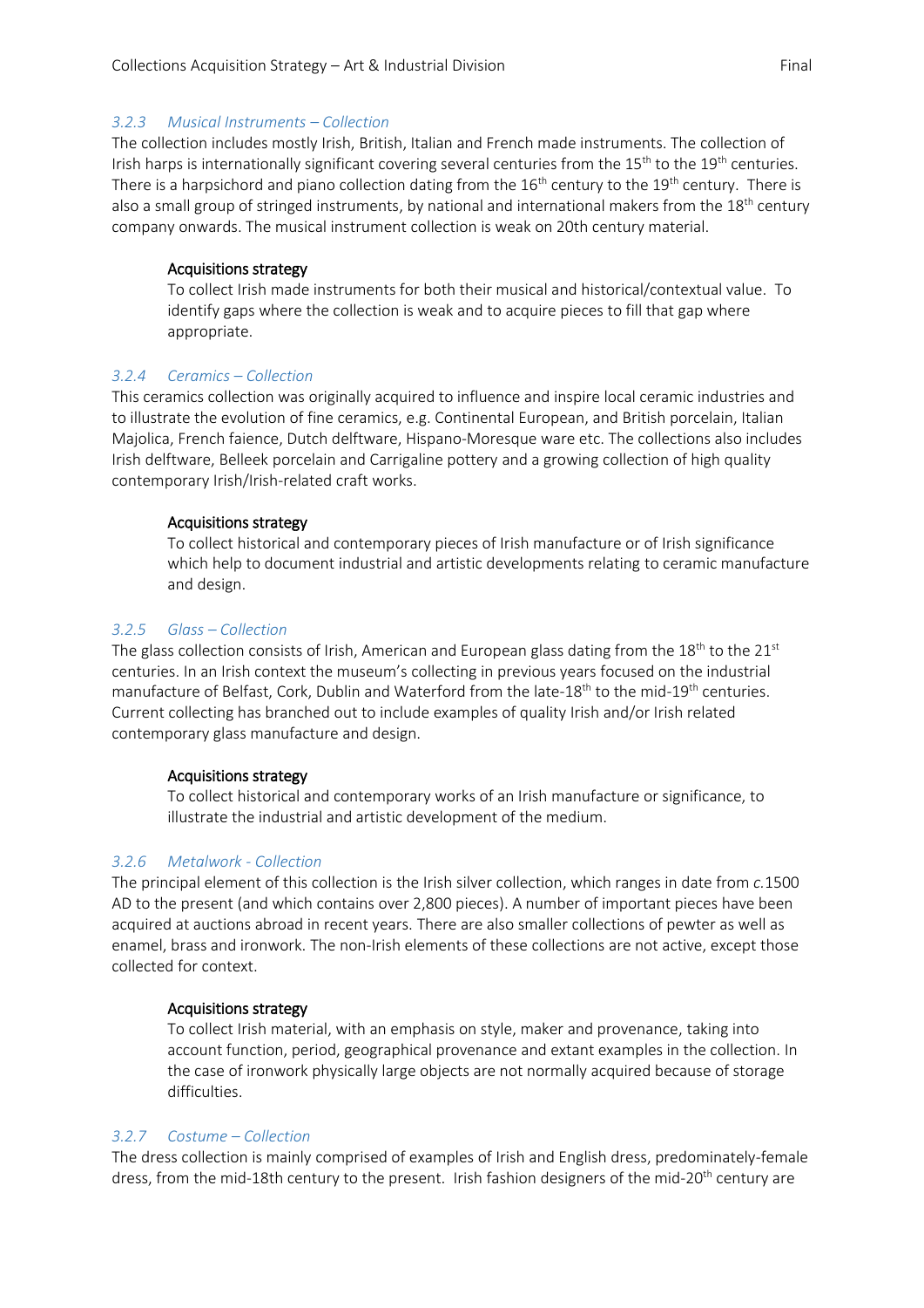### *3.2.3 Musical Instruments – Collection*

The collection includes mostly Irish, British, Italian and French made instruments. The collection of Irish harps is internationally significant covering several centuries from the 15th to the 19th centuries. There is a harpsichord and piano collection dating from the 16th century to the 19th century. There is also a small group of stringed instruments, by national and international makers from the 18th century company onwards. The musical instrument collection is weak on 20th century material.

> **Acquisitions strategy**
>
> To collect Irish made instruments for both their musical and historical/contextual value. To identify gaps where the collection is weak and to acquire pieces to fill that gap where appropriate.

### *3.2.4 Ceramics – Collection*

This ceramics collection was originally acquired to influence and inspire local ceramic industries and to illustrate the evolution of fine ceramics, e.g. Continental European, and British porcelain, Italian Majolica, French faience, Dutch delftware, Hispano-Moresque ware etc. The collections also includes Irish delftware, Belleek porcelain and Carrigaline pottery and a growing collection of high quality contemporary Irish/Irish-related craft works.

> **Acquisitions strategy**
>
> To collect historical and contemporary pieces of Irish manufacture or of Irish significance which help to document industrial and artistic developments relating to ceramic manufacture and design.

### *3.2.5 Glass – Collection*

The glass collection consists of Irish, American and European glass dating from the 18th to the 21st centuries. In an Irish context the museum's collecting in previous years focused on the industrial manufacture of Belfast, Cork, Dublin and Waterford from the late-18th to the mid-19th centuries. Current collecting has branched out to include examples of quality Irish and/or Irish related contemporary glass manufacture and design.

> **Acquisitions strategy**
>
> To collect historical and contemporary works of an Irish manufacture or significance, to illustrate the industrial and artistic development of the medium.

### *3.2.6 Metalwork - Collection*

The principal element of this collection is the Irish silver collection, which ranges in date from *c.*1500 AD to the present (and which contains over 2,800 pieces). A number of important pieces have been acquired at auctions abroad in recent years. There are also smaller collections of pewter as well as enamel, brass and ironwork. The non-Irish elements of these collections are not active, except those collected for context.

> **Acquisitions strategy**
>
> To collect Irish material, with an emphasis on style, maker and provenance, taking into account function, period, geographical provenance and extant examples in the collection. In the case of ironwork physically large objects are not normally acquired because of storage difficulties.

### *3.2.7 Costume – Collection*

The dress collection is mainly comprised of examples of Irish and English dress, predominately-female dress, from the mid-18th century to the present. Irish fashion designers of the mid-20th century are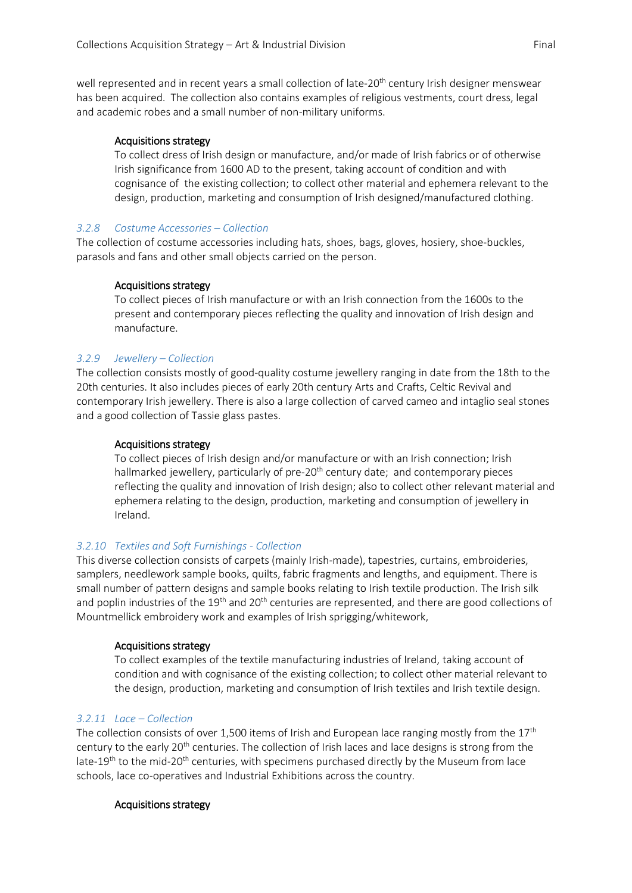well represented and in recent years a small collection of late-20th century Irish designer menswear has been acquired. The collection also contains examples of religious vestments, court dress, legal and academic robes and a small number of non-military uniforms.

> **Acquisitions strategy**
>
> To collect dress of Irish design or manufacture, and/or made of Irish fabrics or of otherwise Irish significance from 1600 AD to the present, taking account of condition and with cognisance of the existing collection; to collect other material and ephemera relevant to the design, production, marketing and consumption of Irish designed/manufactured clothing.

### *3.2.8 Costume Accessories – Collection*

The collection of costume accessories including hats, shoes, bags, gloves, hosiery, shoe-buckles, parasols and fans and other small objects carried on the person.

> **Acquisitions strategy**
>
> To collect pieces of Irish manufacture or with an Irish connection from the 1600s to the present and contemporary pieces reflecting the quality and innovation of Irish design and manufacture.

### *3.2.9 Jewellery – Collection*

The collection consists mostly of good-quality costume jewellery ranging in date from the 18th to the 20th centuries. It also includes pieces of early 20th century Arts and Crafts, Celtic Revival and contemporary Irish jewellery. There is also a large collection of carved cameo and intaglio seal stones and a good collection of Tassie glass pastes.

> **Acquisitions strategy**
>
> To collect pieces of Irish design and/or manufacture or with an Irish connection; Irish hallmarked jewellery, particularly of pre-20th century date; and contemporary pieces reflecting the quality and innovation of Irish design; also to collect other relevant material and ephemera relating to the design, production, marketing and consumption of jewellery in Ireland.

### *3.2.10 Textiles and Soft Furnishings - Collection*

This diverse collection consists of carpets (mainly Irish-made), tapestries, curtains, embroideries, samplers, needlework sample books, quilts, fabric fragments and lengths, and equipment. There is small number of pattern designs and sample books relating to Irish textile production. The Irish silk and poplin industries of the 19th and 20th centuries are represented, and there are good collections of Mountmellick embroidery work and examples of Irish sprigging/whitework,

> **Acquisitions strategy**
>
> To collect examples of the textile manufacturing industries of Ireland, taking account of condition and with cognisance of the existing collection; to collect other material relevant to the design, production, marketing and consumption of Irish textiles and Irish textile design.

### *3.2.11 Lace – Collection*

The collection consists of over 1,500 items of Irish and European lace ranging mostly from the 17th century to the early 20th centuries. The collection of Irish laces and lace designs is strong from the late-19th to the mid-20th centuries, with specimens purchased directly by the Museum from lace schools, lace co-operatives and Industrial Exhibitions across the country.

> **Acquisitions strategy**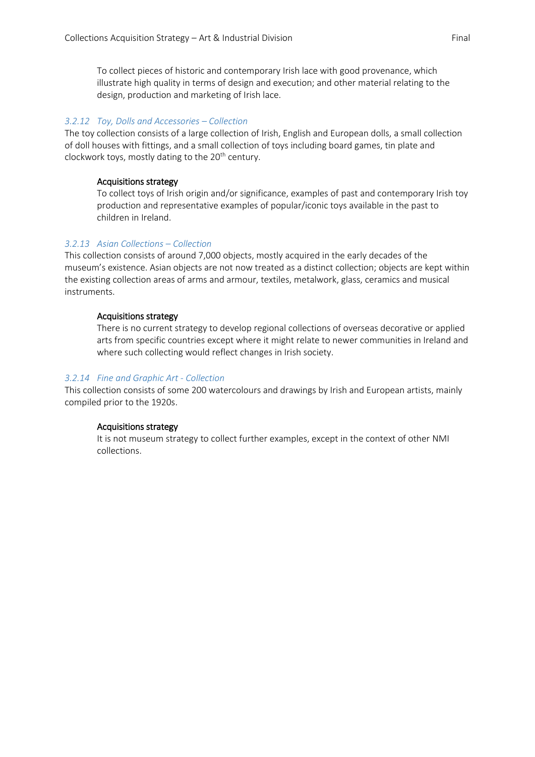To collect pieces of historic and contemporary Irish lace with good provenance, which illustrate high quality in terms of design and execution; and other material relating to the design, production and marketing of Irish lace.

### *3.2.12 Toy, Dolls and Accessories – Collection*

The toy collection consists of a large collection of Irish, English and European dolls, a small collection of doll houses with fittings, and a small collection of toys including board games, tin plate and clockwork toys, mostly dating to the 20th century.

**Acquisitions strategy**

To collect toys of Irish origin and/or significance, examples of past and contemporary Irish toy production and representative examples of popular/iconic toys available in the past to children in Ireland.

### *3.2.13 Asian Collections – Collection*

This collection consists of around 7,000 objects, mostly acquired in the early decades of the museum's existence. Asian objects are not now treated as a distinct collection; objects are kept within the existing collection areas of arms and armour, textiles, metalwork, glass, ceramics and musical instruments.

**Acquisitions strategy**

There is no current strategy to develop regional collections of overseas decorative or applied arts from specific countries except where it might relate to newer communities in Ireland and where such collecting would reflect changes in Irish society.

### *3.2.14 Fine and Graphic Art - Collection*

This collection consists of some 200 watercolours and drawings by Irish and European artists, mainly compiled prior to the 1920s.

**Acquisitions strategy**

It is not museum strategy to collect further examples, except in the context of other NMI collections.